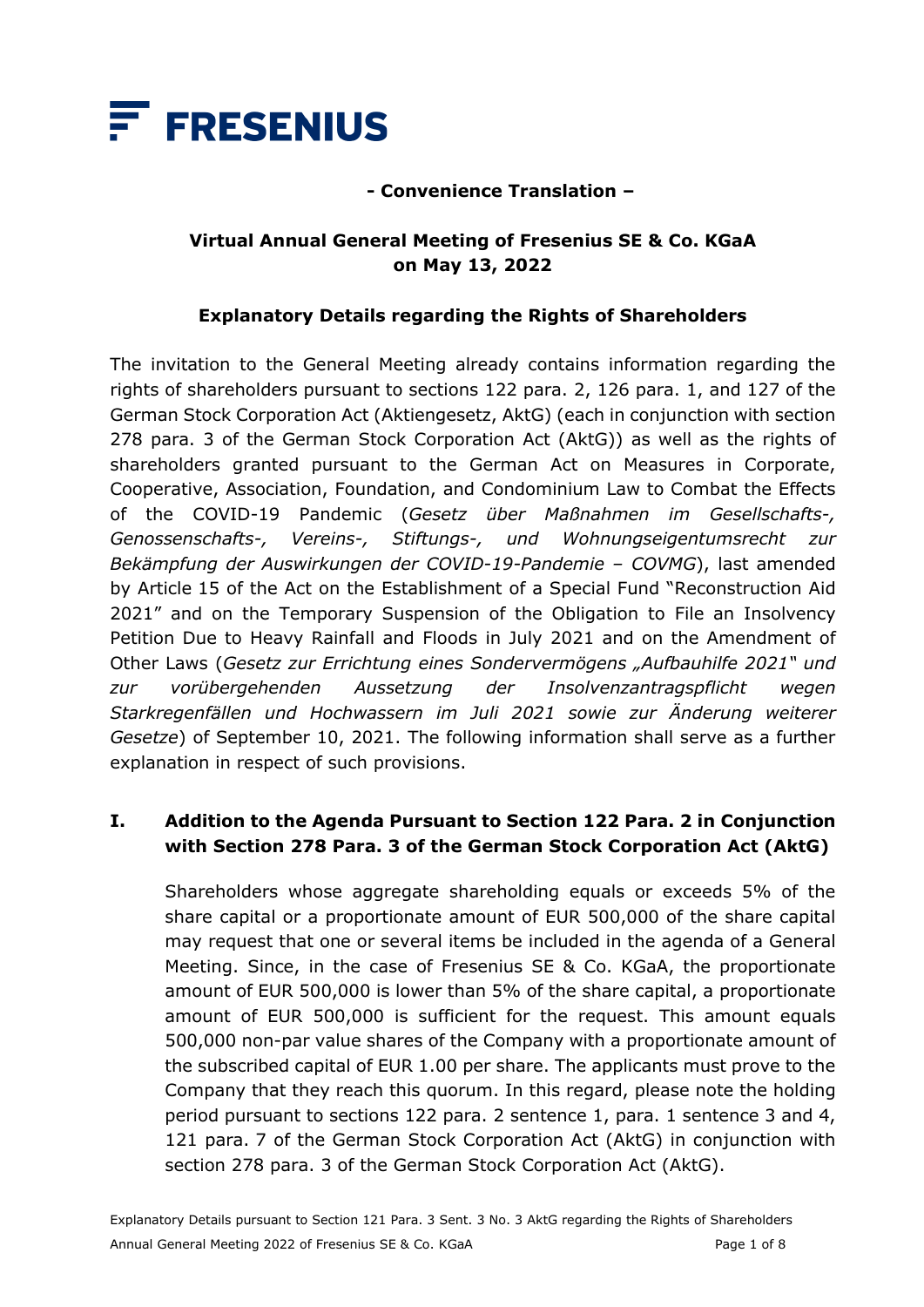FRESENIUS

**- Convenience Translation –**

**Virtual Annual General Meeting of Fresenius SE & Co. KGaA on May 13, 2022**

**Explanatory Details regarding the Rights of Shareholders**

The invitation to the General Meeting already contains information regarding the rights of shareholders pursuant to sections 122 para. 2, 126 para. 1, and 127 of the German Stock Corporation Act (Aktiengesetz, AktG) (each in conjunction with section 278 para. 3 of the German Stock Corporation Act (AktG)) as well as the rights of shareholders granted pursuant to the German Act on Measures in Corporate, Cooperative, Association, Foundation, and Condominium Law to Combat the Effects of the COVID-19 Pandemic (*Gesetz über Maßnahmen im Gesellschafts-, Genossenschafts-, Vereins-, Stiftungs-, und Wohnungseigentumsrecht zur Bekämpfung der Auswirkungen der COVID-19-Pandemie – COVMG*), last amended by Article 15 of the Act on the Establishment of a Special Fund "Reconstruction Aid 2021" and on the Temporary Suspension of the Obligation to File an Insolvency Petition Due to Heavy Rainfall and Floods in July 2021 and on the Amendment of Other Laws (*Gesetz zur Errichtung eines Sondervermögens „Aufbauhilfe 2021" und zur vorübergehenden Aussetzung der Insolvenzantragspflicht wegen Starkregenfällen und Hochwassern im Juli 2021 sowie zur Änderung weiterer Gesetze*) of September 10, 2021. The following information shall serve as a further explanation in respect of such provisions.

## I. Addition to the Agenda Pursuant to Section 122 Para. 2 in Conjunction with Section 278 Para. 3 of the German Stock Corporation Act (AktG)

Shareholders whose aggregate shareholding equals or exceeds 5% of the share capital or a proportionate amount of EUR 500,000 of the share capital may request that one or several items be included in the agenda of a General Meeting. Since, in the case of Fresenius SE & Co. KGaA, the proportionate amount of EUR 500,000 is lower than 5% of the share capital, a proportionate amount of EUR 500,000 is sufficient for the request. This amount equals 500,000 non-par value shares of the Company with a proportionate amount of the subscribed capital of EUR 1.00 per share. The applicants must prove to the Company that they reach this quorum. In this regard, please note the holding period pursuant to sections 122 para. 2 sentence 1, para. 1 sentence 3 and 4, 121 para. 7 of the German Stock Corporation Act (AktG) in conjunction with section 278 para. 3 of the German Stock Corporation Act (AktG).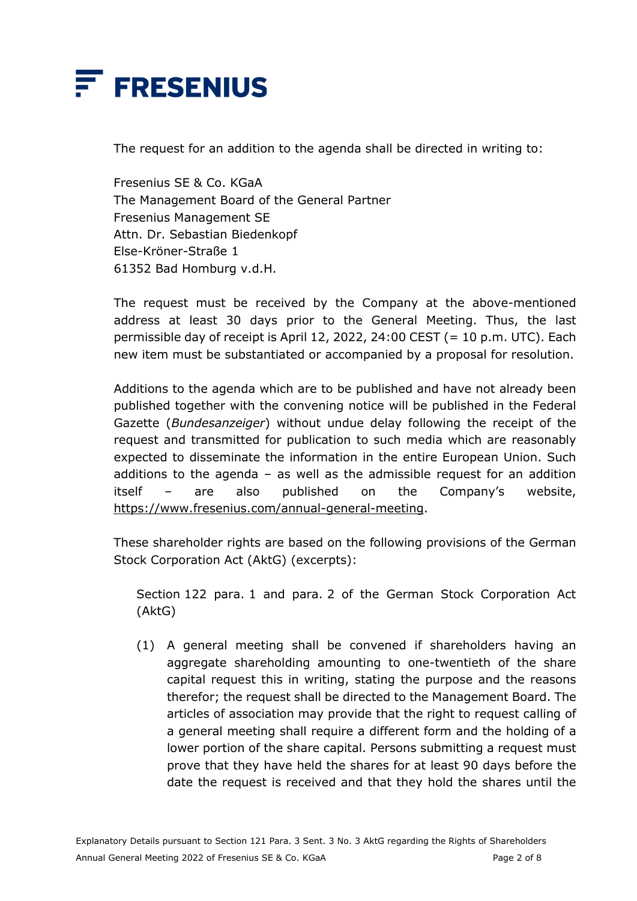The request for an addition to the agenda shall be directed in writing to:

Fresenius SE & Co. KGaA
The Management Board of the General Partner
Fresenius Management SE
Attn. Dr. Sebastian Biedenkopf
Else-Kröner-Straße 1
61352 Bad Homburg v.d.H.

The request must be received by the Company at the above-mentioned address at least 30 days prior to the General Meeting. Thus, the last permissible day of receipt is April 12, 2022, 24:00 CEST (= 10 p.m. UTC). Each new item must be substantiated or accompanied by a proposal for resolution.

Additions to the agenda which are to be published and have not already been published together with the convening notice will be published in the Federal Gazette (*Bundesanzeiger*) without undue delay following the receipt of the request and transmitted for publication to such media which are reasonably expected to disseminate the information in the entire European Union. Such additions to the agenda – as well as the admissible request for an addition itself – are also published on the Company's website, https://www.fresenius.com/annual-general-meeting.

These shareholder rights are based on the following provisions of the German Stock Corporation Act (AktG) (excerpts):

> Section 122 para. 1 and para. 2 of the German Stock Corporation Act (AktG)
>
> (1) A general meeting shall be convened if shareholders having an aggregate shareholding amounting to one-twentieth of the share capital request this in writing, stating the purpose and the reasons therefor; the request shall be directed to the Management Board. The articles of association may provide that the right to request calling of a general meeting shall require a different form and the holding of a lower portion of the share capital. Persons submitting a request must prove that they have held the shares for at least 90 days before the date the request is received and that they hold the shares until the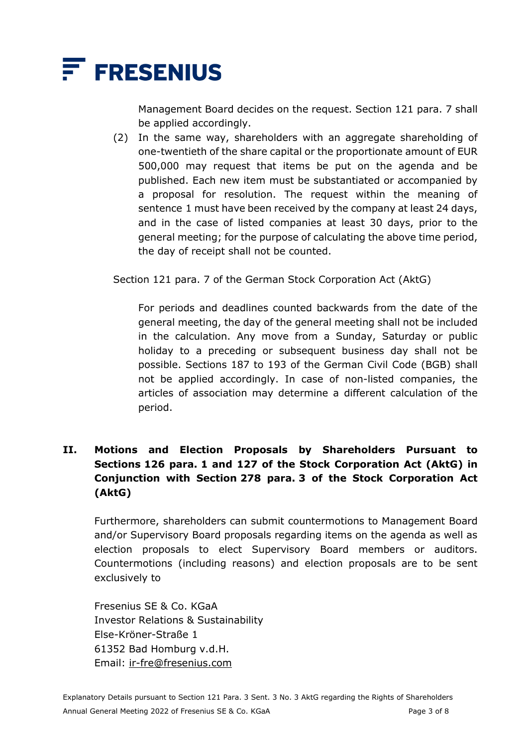Management Board decides on the request. Section 121 para. 7 shall be applied accordingly.

(2) In the same way, shareholders with an aggregate shareholding of one-twentieth of the share capital or the proportionate amount of EUR 500,000 may request that items be put on the agenda and be published. Each new item must be substantiated or accompanied by a proposal for resolution. The request within the meaning of sentence 1 must have been received by the company at least 24 days, and in the case of listed companies at least 30 days, prior to the general meeting; for the purpose of calculating the above time period, the day of receipt shall not be counted.

Section 121 para. 7 of the German Stock Corporation Act (AktG)

> For periods and deadlines counted backwards from the date of the general meeting, the day of the general meeting shall not be included in the calculation. Any move from a Sunday, Saturday or public holiday to a preceding or subsequent business day shall not be possible. Sections 187 to 193 of the German Civil Code (BGB) shall not be applied accordingly. In case of non-listed companies, the articles of association may determine a different calculation of the period.

## II. Motions and Election Proposals by Shareholders Pursuant to Sections 126 para. 1 and 127 of the Stock Corporation Act (AktG) in Conjunction with Section 278 para. 3 of the Stock Corporation Act (AktG)

Furthermore, shareholders can submit countermotions to Management Board and/or Supervisory Board proposals regarding items on the agenda as well as election proposals to elect Supervisory Board members or auditors. Countermotions (including reasons) and election proposals are to be sent exclusively to

Fresenius SE & Co. KGaA
Investor Relations & Sustainability
Else-Kröner-Straße 1
61352 Bad Homburg v.d.H.
Email: ir-fre@fresenius.com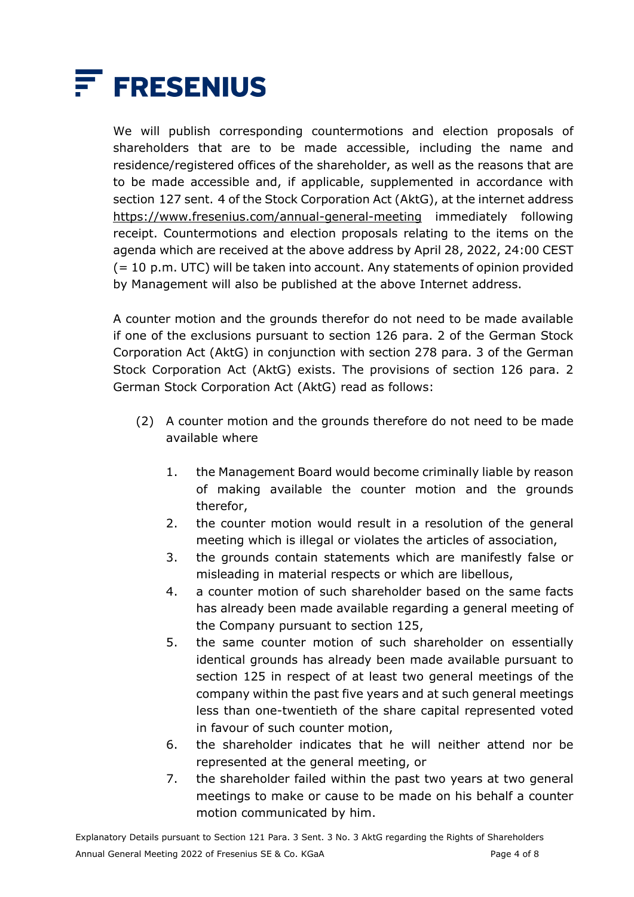We will publish corresponding countermotions and election proposals of shareholders that are to be made accessible, including the name and residence/registered offices of the shareholder, as well as the reasons that are to be made accessible and, if applicable, supplemented in accordance with section 127 sent. 4 of the Stock Corporation Act (AktG), at the internet address https://www.fresenius.com/annual-general-meeting immediately following receipt. Countermotions and election proposals relating to the items on the agenda which are received at the above address by April 28, 2022, 24:00 CEST (= 10 p.m. UTC) will be taken into account. Any statements of opinion provided by Management will also be published at the above Internet address.

A counter motion and the grounds therefor do not need to be made available if one of the exclusions pursuant to section 126 para. 2 of the German Stock Corporation Act (AktG) in conjunction with section 278 para. 3 of the German Stock Corporation Act (AktG) exists. The provisions of section 126 para. 2 German Stock Corporation Act (AktG) read as follows:

(2) A counter motion and the grounds therefore do not need to be made available where

1. the Management Board would become criminally liable by reason of making available the counter motion and the grounds therefor,
2. the counter motion would result in a resolution of the general meeting which is illegal or violates the articles of association,
3. the grounds contain statements which are manifestly false or misleading in material respects or which are libellous,
4. a counter motion of such shareholder based on the same facts has already been made available regarding a general meeting of the Company pursuant to section 125,
5. the same counter motion of such shareholder on essentially identical grounds has already been made available pursuant to section 125 in respect of at least two general meetings of the company within the past five years and at such general meetings less than one-twentieth of the share capital represented voted in favour of such counter motion,
6. the shareholder indicates that he will neither attend nor be represented at the general meeting, or
7. the shareholder failed within the past two years at two general meetings to make or cause to be made on his behalf a counter motion communicated by him.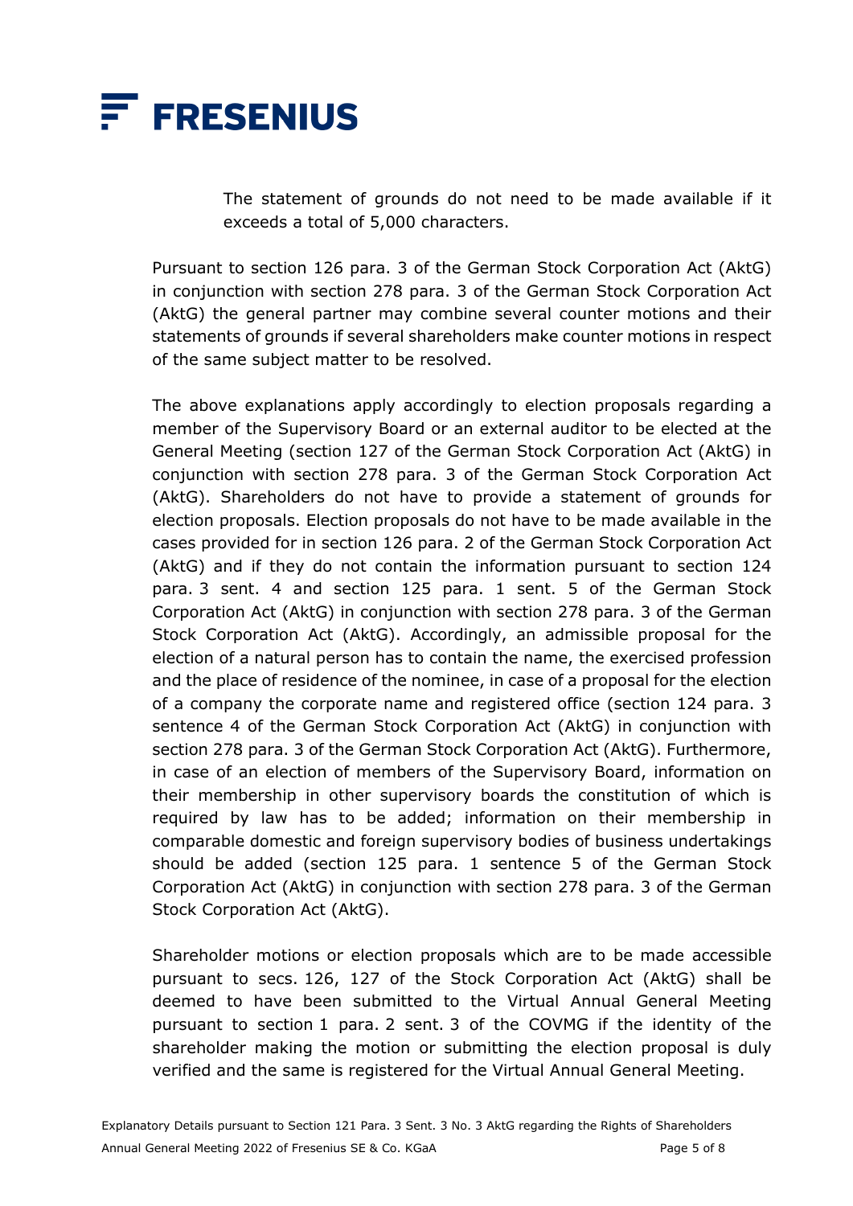The statement of grounds do not need to be made available if it exceeds a total of 5,000 characters.

Pursuant to section 126 para. 3 of the German Stock Corporation Act (AktG) in conjunction with section 278 para. 3 of the German Stock Corporation Act (AktG) the general partner may combine several counter motions and their statements of grounds if several shareholders make counter motions in respect of the same subject matter to be resolved.

The above explanations apply accordingly to election proposals regarding a member of the Supervisory Board or an external auditor to be elected at the General Meeting (section 127 of the German Stock Corporation Act (AktG) in conjunction with section 278 para. 3 of the German Stock Corporation Act (AktG). Shareholders do not have to provide a statement of grounds for election proposals. Election proposals do not have to be made available in the cases provided for in section 126 para. 2 of the German Stock Corporation Act (AktG) and if they do not contain the information pursuant to section 124 para. 3 sent. 4 and section 125 para. 1 sent. 5 of the German Stock Corporation Act (AktG) in conjunction with section 278 para. 3 of the German Stock Corporation Act (AktG). Accordingly, an admissible proposal for the election of a natural person has to contain the name, the exercised profession and the place of residence of the nominee, in case of a proposal for the election of a company the corporate name and registered office (section 124 para. 3 sentence 4 of the German Stock Corporation Act (AktG) in conjunction with section 278 para. 3 of the German Stock Corporation Act (AktG). Furthermore, in case of an election of members of the Supervisory Board, information on their membership in other supervisory boards the constitution of which is required by law has to be added; information on their membership in comparable domestic and foreign supervisory bodies of business undertakings should be added (section 125 para. 1 sentence 5 of the German Stock Corporation Act (AktG) in conjunction with section 278 para. 3 of the German Stock Corporation Act (AktG).

Shareholder motions or election proposals which are to be made accessible pursuant to secs. 126, 127 of the Stock Corporation Act (AktG) shall be deemed to have been submitted to the Virtual Annual General Meeting pursuant to section 1 para. 2 sent. 3 of the COVMG if the identity of the shareholder making the motion or submitting the election proposal is duly verified and the same is registered for the Virtual Annual General Meeting.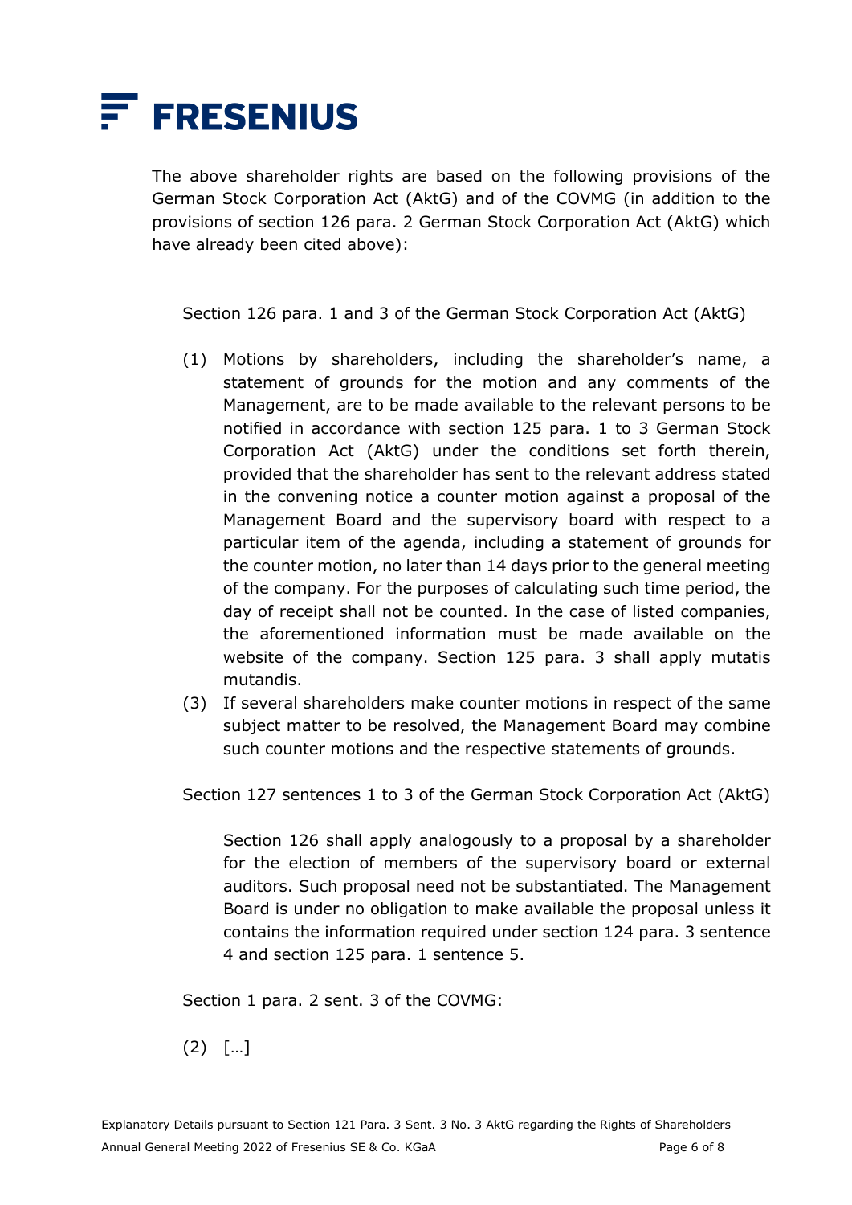The above shareholder rights are based on the following provisions of the German Stock Corporation Act (AktG) and of the COVMG (in addition to the provisions of section 126 para. 2 German Stock Corporation Act (AktG) which have already been cited above):

Section 126 para. 1 and 3 of the German Stock Corporation Act (AktG)

(1) Motions by shareholders, including the shareholder's name, a statement of grounds for the motion and any comments of the Management, are to be made available to the relevant persons to be notified in accordance with section 125 para. 1 to 3 German Stock Corporation Act (AktG) under the conditions set forth therein, provided that the shareholder has sent to the relevant address stated in the convening notice a counter motion against a proposal of the Management Board and the supervisory board with respect to a particular item of the agenda, including a statement of grounds for the counter motion, no later than 14 days prior to the general meeting of the company. For the purposes of calculating such time period, the day of receipt shall not be counted. In the case of listed companies, the aforementioned information must be made available on the website of the company. Section 125 para. 3 shall apply mutatis mutandis.

(3) If several shareholders make counter motions in respect of the same subject matter to be resolved, the Management Board may combine such counter motions and the respective statements of grounds.

Section 127 sentences 1 to 3 of the German Stock Corporation Act (AktG)

Section 126 shall apply analogously to a proposal by a shareholder for the election of members of the supervisory board or external auditors. Such proposal need not be substantiated. The Management Board is under no obligation to make available the proposal unless it contains the information required under section 124 para. 3 sentence 4 and section 125 para. 1 sentence 5.

Section 1 para. 2 sent. 3 of the COVMG:

(2) […]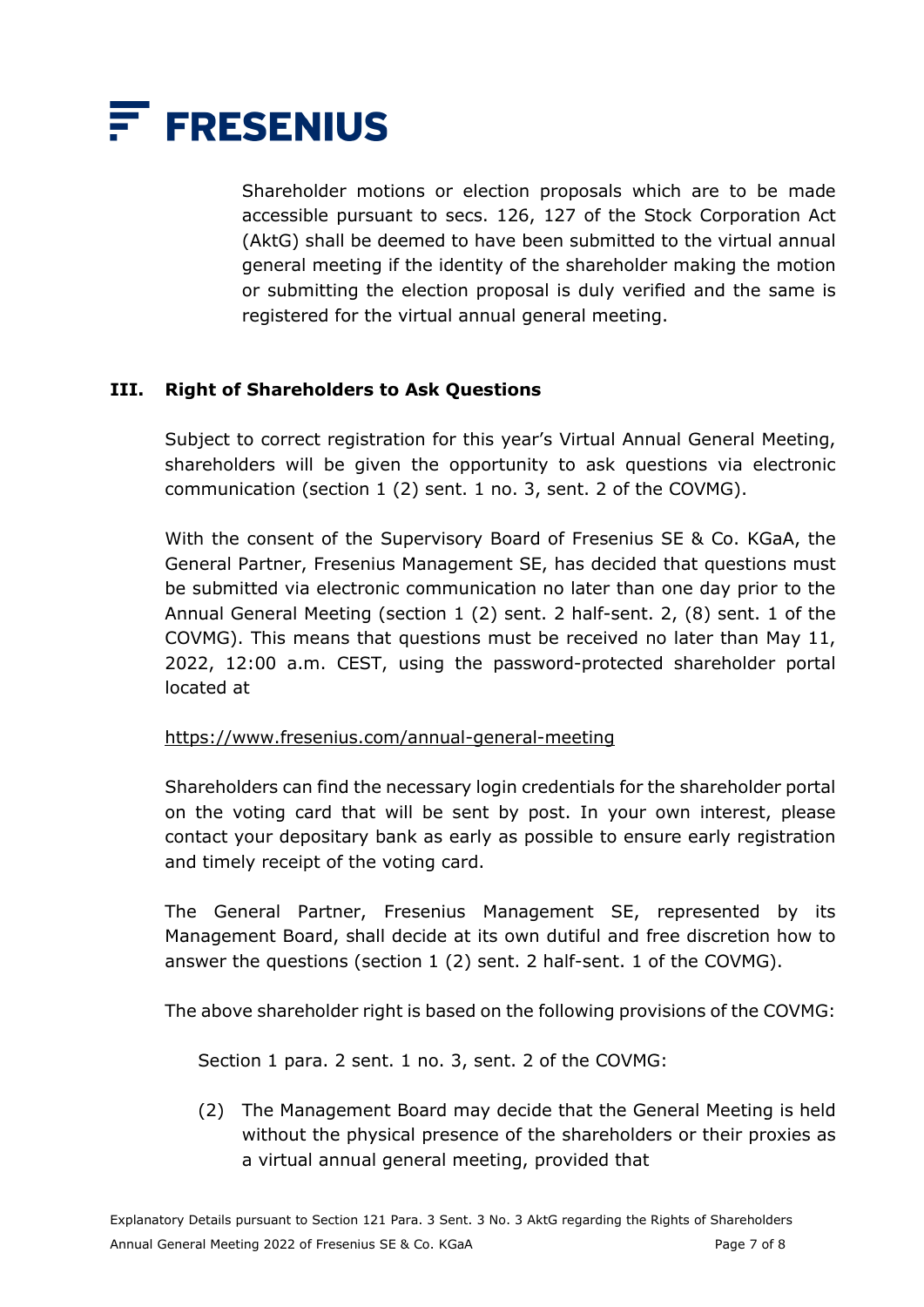Shareholder motions or election proposals which are to be made accessible pursuant to secs. 126, 127 of the Stock Corporation Act (AktG) shall be deemed to have been submitted to the virtual annual general meeting if the identity of the shareholder making the motion or submitting the election proposal is duly verified and the same is registered for the virtual annual general meeting.

## III. Right of Shareholders to Ask Questions

Subject to correct registration for this year's Virtual Annual General Meeting, shareholders will be given the opportunity to ask questions via electronic communication (section 1 (2) sent. 1 no. 3, sent. 2 of the COVMG).

With the consent of the Supervisory Board of Fresenius SE & Co. KGaA, the General Partner, Fresenius Management SE, has decided that questions must be submitted via electronic communication no later than one day prior to the Annual General Meeting (section 1 (2) sent. 2 half-sent. 2, (8) sent. 1 of the COVMG). This means that questions must be received no later than May 11, 2022, 12:00 a.m. CEST, using the password-protected shareholder portal located at

https://www.fresenius.com/annual-general-meeting

Shareholders can find the necessary login credentials for the shareholder portal on the voting card that will be sent by post. In your own interest, please contact your depositary bank as early as possible to ensure early registration and timely receipt of the voting card.

The General Partner, Fresenius Management SE, represented by its Management Board, shall decide at its own dutiful and free discretion how to answer the questions (section 1 (2) sent. 2 half-sent. 1 of the COVMG).

The above shareholder right is based on the following provisions of the COVMG:

Section 1 para. 2 sent. 1 no. 3, sent. 2 of the COVMG:

(2) The Management Board may decide that the General Meeting is held without the physical presence of the shareholders or their proxies as a virtual annual general meeting, provided that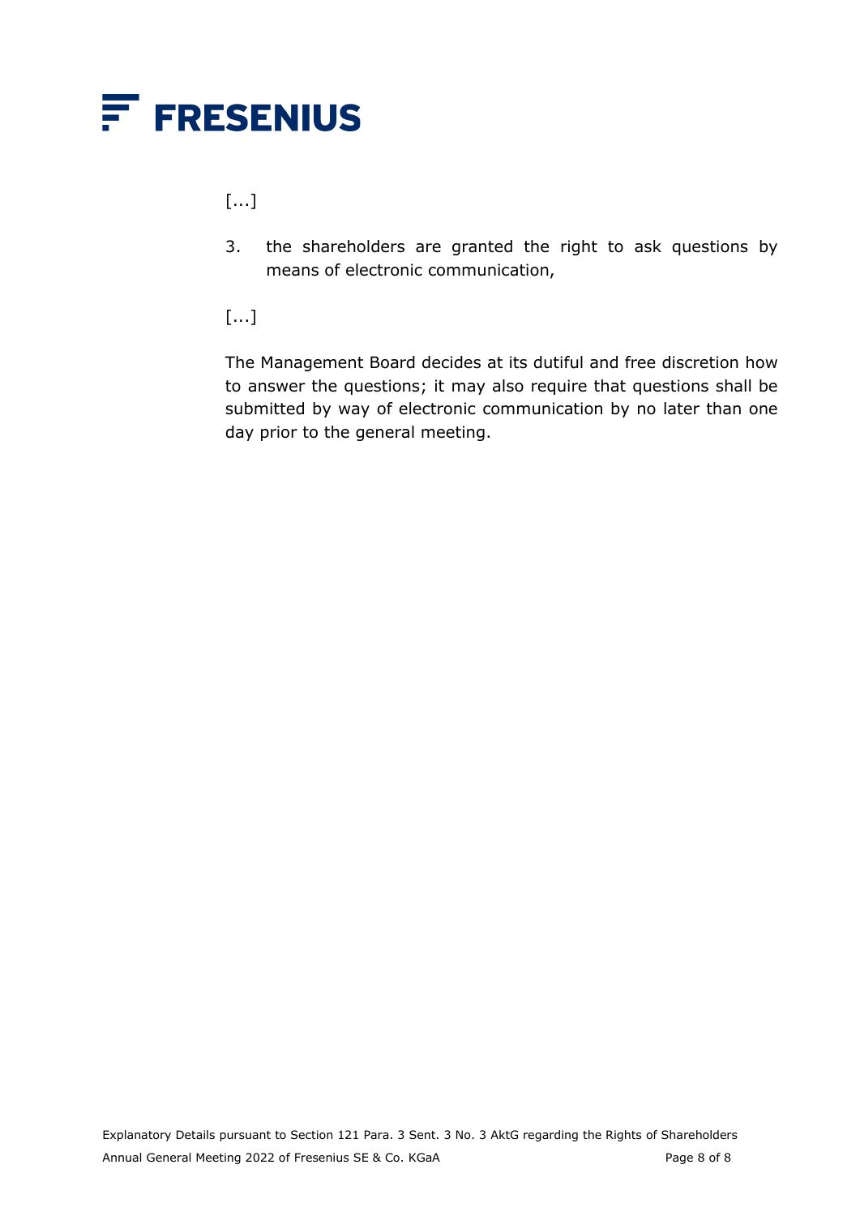[...]

3. the shareholders are granted the right to ask questions by means of electronic communication,

[...]

The Management Board decides at its dutiful and free discretion how to answer the questions; it may also require that questions shall be submitted by way of electronic communication by no later than one day prior to the general meeting.